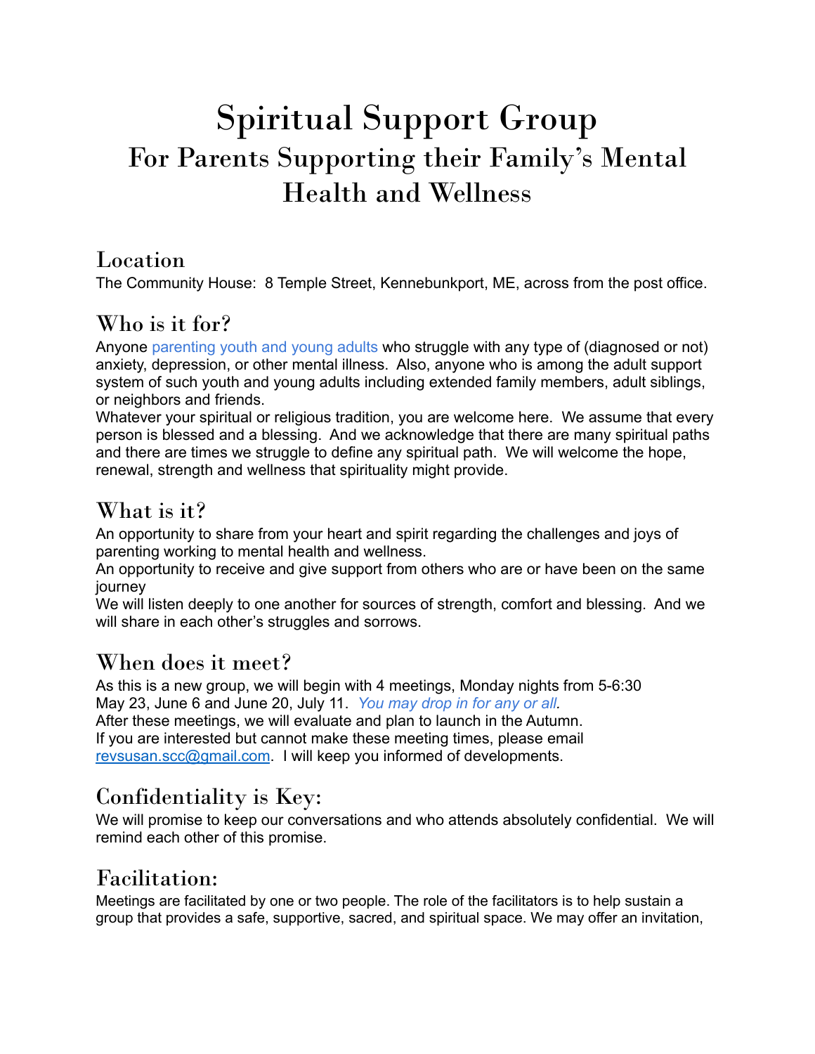# Spiritual Support Group

## For Parents Supporting their Family's Mental Health and Wellness

### Location

The Community House: 8 Temple Street, Kennebunkport, ME, across from the post office.

### Who is it for?

Anyone parenting youth and young adults who struggle with any type of (diagnosed or not) anxiety, depression, or other mental illness. Also, anyone who is among the adult support system of such youth and young adults including extended family members, adult siblings, or neighbors and friends.

Whatever your spiritual or religious tradition, you are welcome here. We assume that every person is blessed and a blessing. And we acknowledge that there are many spiritual paths and there are times we struggle to define any spiritual path. We will welcome the hope, renewal, strength and wellness that spirituality might provide.

### What is it?

An opportunity to share from your heart and spirit regarding the challenges and joys of parenting working to mental health and wellness.

An opportunity to receive and give support from others who are or have been on the same journey

We will listen deeply to one another for sources of strength, comfort and blessing. And we will share in each other's struggles and sorrows.

### When does it meet?

As this is a new group, we will begin with 4 meetings, Monday nights from 5-6:30 May 23, June 6 and June 20, July 11. *You may drop in for any or all.*

After these meetings, we will evaluate and plan to launch in the Autumn.

If you are interested but cannot make these meeting times, please email revsusan.scc@gmail.com. I will keep you informed of developments.

### Confidentiality is Key:

We will promise to keep our conversations and who attends absolutely confidential. We will remind each other of this promise.

### Facilitation:

Meetings are facilitated by one or two people. The role of the facilitators is to help sustain a group that provides a safe, supportive, sacred, and spiritual space. We may offer an invitation,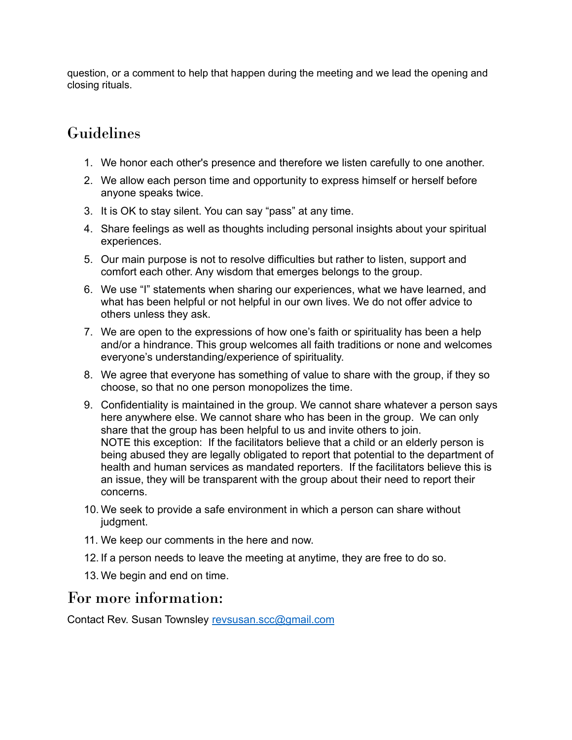question, or a comment to help that happen during the meeting and we lead the opening and closing rituals.

## Guidelines

1. We honor each other's presence and therefore we listen carefully to one another.
2. We allow each person time and opportunity to express himself or herself before anyone speaks twice.
3. It is OK to stay silent. You can say “pass” at any time.
4. Share feelings as well as thoughts including personal insights about your spiritual experiences.
5. Our main purpose is not to resolve difficulties but rather to listen, support and comfort each other. Any wisdom that emerges belongs to the group.
6. We use “I” statements when sharing our experiences, what we have learned, and what has been helpful or not helpful in our own lives. We do not offer advice to others unless they ask.
7. We are open to the expressions of how one’s faith or spirituality has been a help and/or a hindrance. This group welcomes all faith traditions or none and welcomes everyone’s understanding/experience of spirituality.
8. We agree that everyone has something of value to share with the group, if they so choose, so that no one person monopolizes the time.
9. Confidentiality is maintained in the group. We cannot share whatever a person says here anywhere else. We cannot share who has been in the group. We can only share that the group has been helpful to us and invite others to join.
   NOTE this exception: If the facilitators believe that a child or an elderly person is being abused they are legally obligated to report that potential to the department of health and human services as mandated reporters. If the facilitators believe this is an issue, they will be transparent with the group about their need to report their concerns.
10. We seek to provide a safe environment in which a person can share without judgment.
11. We keep our comments in the here and now.
12. If a person needs to leave the meeting at anytime, they are free to do so.
13. We begin and end on time.

## For more information:

Contact Rev. Susan Townsley revsusan.scc@gmail.com